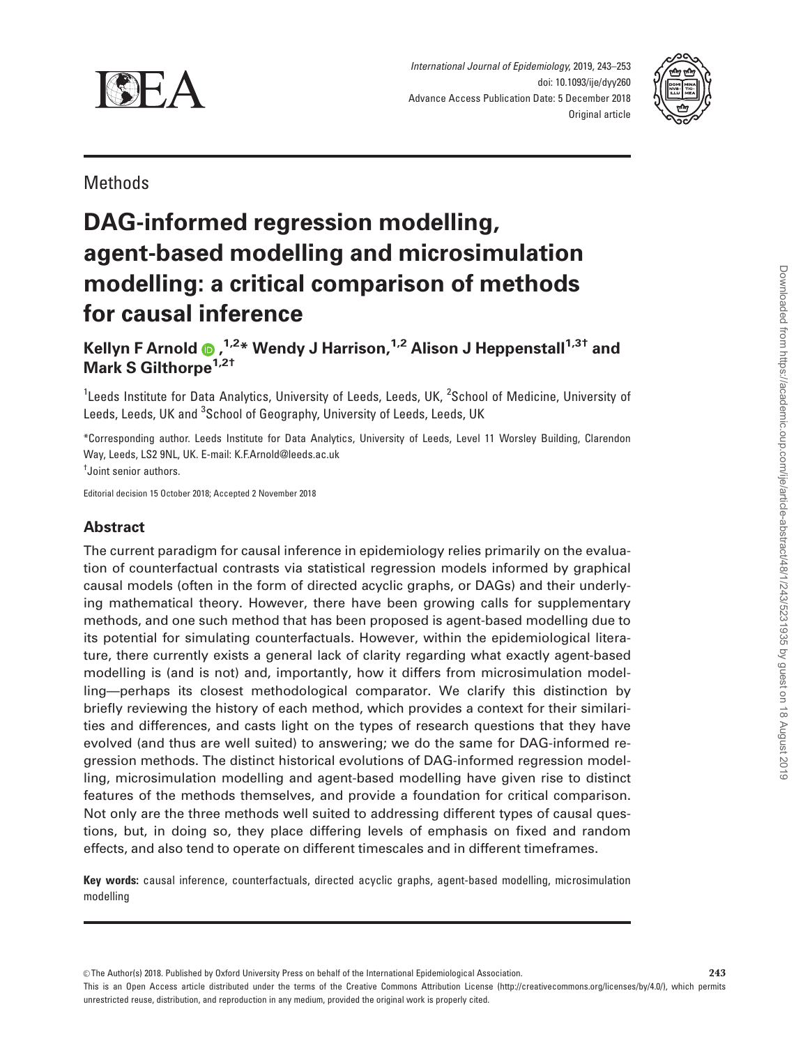Methods

# DAG-informed regression modelling, agent-based modelling and microsimulation modelling: a critical comparison of methods for causal inference

**Kellyn F Arnold**,[1,2*] **Wendy J Harrison**,[1,2] **Alison J Heppenstall**[1,3†] **and Mark S Gilthorpe**[1,2†]

[1]Leeds Institute for Data Analytics, University of Leeds, Leeds, UK, [2]School of Medicine, University of Leeds, Leeds, UK and [3]School of Geography, University of Leeds, Leeds, UK

*Corresponding author. Leeds Institute for Data Analytics, University of Leeds, Level 11 Worsley Building, Clarendon Way, Leeds, LS2 9NL, UK. E-mail: K.F.Arnold@leeds.ac.uk

†Joint senior authors.

Editorial decision 15 October 2018; Accepted 2 November 2018

## Abstract

The current paradigm for causal inference in epidemiology relies primarily on the evaluation of counterfactual contrasts via statistical regression models informed by graphical causal models (often in the form of directed acyclic graphs, or DAGs) and their underlying mathematical theory. However, there have been growing calls for supplementary methods, and one such method that has been proposed is agent-based modelling due to its potential for simulating counterfactuals. However, within the epidemiological literature, there currently exists a general lack of clarity regarding what exactly agent-based modelling is (and is not) and, importantly, how it differs from microsimulation modelling—perhaps its closest methodological comparator. We clarify this distinction by briefly reviewing the history of each method, which provides a context for their similarities and differences, and casts light on the types of research questions that they have evolved (and thus are well suited) to answering; we do the same for DAG-informed regression methods. The distinct historical evolutions of DAG-informed regression modelling, microsimulation modelling and agent-based modelling have given rise to distinct features of the methods themselves, and provide a foundation for critical comparison. Not only are the three methods well suited to addressing different types of causal questions, but, in doing so, they place differing levels of emphasis on fixed and random effects, and also tend to operate on different timescales and in different timeframes.

**Key words:** causal inference, counterfactuals, directed acyclic graphs, agent-based modelling, microsimulation modelling

© The Author(s) 2018. Published by Oxford University Press on behalf of the International Epidemiological Association.

This is an Open Access article distributed under the terms of the Creative Commons Attribution License (http://creativecommons.org/licenses/by/4.0/), which permits unrestricted reuse, distribution, and reproduction in any medium, provided the original work is properly cited.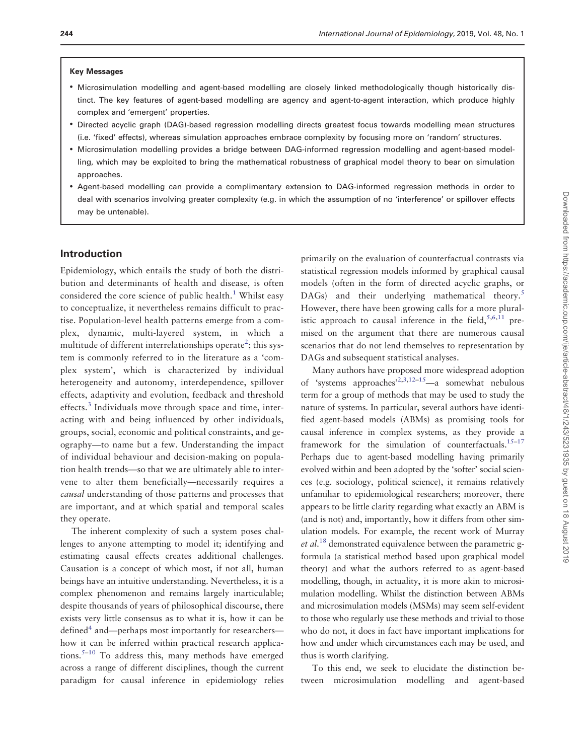**Key Messages**

- Microsimulation modelling and agent-based modelling are closely linked methodologically though historically distinct. The key features of agent-based modelling are agency and agent-to-agent interaction, which produce highly complex and 'emergent' properties.
- Directed acyclic graph (DAG)-based regression modelling directs greatest focus towards modelling mean structures (i.e. 'fixed' effects), whereas simulation approaches embrace complexity by focusing more on 'random' structures.
- Microsimulation modelling provides a bridge between DAG-informed regression modelling and agent-based modelling, which may be exploited to bring the mathematical robustness of graphical model theory to bear on simulation approaches.
- Agent-based modelling can provide a complimentary extension to DAG-informed regression methods in order to deal with scenarios involving greater complexity (e.g. in which the assumption of no 'interference' or spillover effects may be untenable).

## Introduction

Epidemiology, which entails the study of both the distribution and determinants of health and disease, is often considered the core science of public health.[1] Whilst easy to conceptualize, it nevertheless remains difficult to practise. Population-level health patterns emerge from a complex, dynamic, multi-layered system, in which a multitude of different interrelationships operate[2]; this system is commonly referred to in the literature as a 'complex system', which is characterized by individual heterogeneity and autonomy, interdependence, spillover effects, adaptivity and evolution, feedback and threshold effects.[3] Individuals move through space and time, interacting with and being influenced by other individuals, groups, social, economic and political constraints, and geography—to name but a few. Understanding the impact of individual behaviour and decision-making on population health trends—so that we are ultimately able to intervene to alter them beneficially—necessarily requires a *causal* understanding of those patterns and processes that are important, and at which spatial and temporal scales they operate.

The inherent complexity of such a system poses challenges to anyone attempting to model it; identifying and estimating causal effects creates additional challenges. Causation is a concept of which most, if not all, human beings have an intuitive understanding. Nevertheless, it is a complex phenomenon and remains largely inarticulable; despite thousands of years of philosophical discourse, there exists very little consensus as to what it is, how it can be defined[4] and—perhaps most importantly for researchers—how it can be inferred within practical research applications.[5–10] To address this, many methods have emerged across a range of different disciplines, though the current paradigm for causal inference in epidemiology relies primarily on the evaluation of counterfactual contrasts via statistical regression models informed by graphical causal models (often in the form of directed acyclic graphs, or DAGs) and their underlying mathematical theory.[5] However, there have been growing calls for a more pluralistic approach to causal inference in the field,[5,6,11] premised on the argument that there are numerous causal scenarios that do not lend themselves to representation by DAGs and subsequent statistical analyses.

Many authors have proposed more widespread adoption of 'systems approaches'[2,3,12–15]—a somewhat nebulous term for a group of methods that may be used to study the nature of systems. In particular, several authors have identified agent-based models (ABMs) as promising tools for causal inference in complex systems, as they provide a framework for the simulation of counterfactuals.[15–17] Perhaps due to agent-based modelling having primarily evolved within and been adopted by the 'softer' social sciences (e.g. sociology, political science), it remains relatively unfamiliar to epidemiological researchers; moreover, there appears to be little clarity regarding what exactly an ABM is (and is not) and, importantly, how it differs from other simulation models. For example, the recent work of Murray *et al.*[18] demonstrated equivalence between the parametric g-formula (a statistical method based upon graphical model theory) and what the authors referred to as agent-based modelling, though, in actuality, it is more akin to microsimulation modelling. Whilst the distinction between ABMs and microsimulation models (MSMs) may seem self-evident to those who regularly use these methods and trivial to those who do not, it does in fact have important implications for how and under which circumstances each may be used, and thus is worth clarifying.

To this end, we seek to elucidate the distinction between microsimulation modelling and agent-based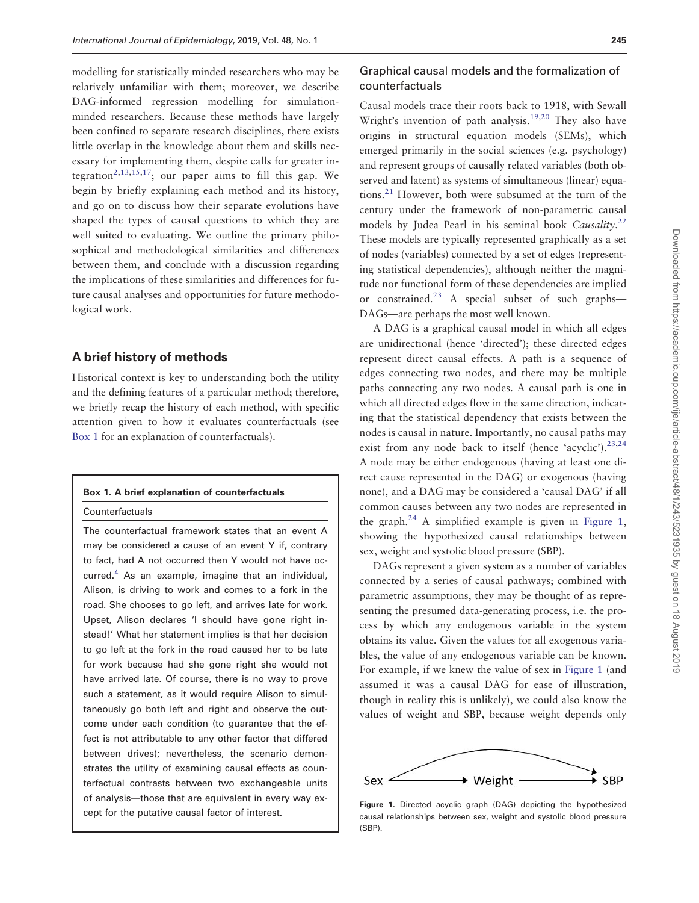modelling for statistically minded researchers who may be relatively unfamiliar with them; moreover, we describe DAG-informed regression modelling for simulation-minded researchers. Because these methods have largely been confined to separate research disciplines, there exists little overlap in the knowledge about them and skills necessary for implementing them, despite calls for greater integration[2,13,15,17]; our paper aims to fill this gap. We begin by briefly explaining each method and its history, and go on to discuss how their separate evolutions have shaped the types of causal questions to which they are well suited to evaluating. We outline the primary philosophical and methodological similarities and differences between them, and conclude with a discussion regarding the implications of these similarities and differences for future causal analyses and opportunities for future methodological work.

## A brief history of methods

Historical context is key to understanding both the utility and the defining features of a particular method; therefore, we briefly recap the history of each method, with specific attention given to how it evaluates counterfactuals (see Box 1 for an explanation of counterfactuals).

> **Box 1. A brief explanation of counterfactuals**
>
> Counterfactuals
>
> The counterfactual framework states that an event A may be considered a cause of an event Y if, contrary to fact, had A not occurred then Y would not have occurred.[4] As an example, imagine that an individual, Alison, is driving to work and comes to a fork in the road. She chooses to go left, and arrives late for work. Upset, Alison declares 'I should have gone right instead!' What her statement implies is that her decision to go left at the fork in the road caused her to be late for work because had she gone right she would not have arrived late. Of course, there is no way to prove such a statement, as it would require Alison to simultaneously go both left and right and observe the outcome under each condition (to guarantee that the effect is not attributable to any other factor that differed between drives); nevertheless, the scenario demonstrates the utility of examining causal effects as counterfactual contrasts between two exchangeable units of analysis—those that are equivalent in every way except for the putative causal factor of interest.

### Graphical causal models and the formalization of counterfactuals

Causal models trace their roots back to 1918, with Sewall Wright's invention of path analysis.[19,20] They also have origins in structural equation models (SEMs), which emerged primarily in the social sciences (e.g. psychology) and represent groups of causally related variables (both observed and latent) as systems of simultaneous (linear) equations.[21] However, both were subsumed at the turn of the century under the framework of non-parametric causal models by Judea Pearl in his seminal book *Causality*.[22] These models are typically represented graphically as a set of nodes (variables) connected by a set of edges (representing statistical dependencies), although neither the magnitude nor functional form of these dependencies are implied or constrained.[23] A special subset of such graphs—DAGs—are perhaps the most well known.

A DAG is a graphical causal model in which all edges are unidirectional (hence 'directed'); these directed edges represent direct causal effects. A path is a sequence of edges connecting two nodes, and there may be multiple paths connecting any two nodes. A causal path is one in which all directed edges flow in the same direction, indicating that the statistical dependency that exists between the nodes is causal in nature. Importantly, no causal paths may exist from any node back to itself (hence 'acyclic').[23,24] A node may be either endogenous (having at least one direct cause represented in the DAG) or exogenous (having none), and a DAG may be considered a 'causal DAG' if all common causes between any two nodes are represented in the graph.[24] A simplified example is given in Figure 1, showing the hypothesized causal relationships between sex, weight and systolic blood pressure (SBP).

DAGs represent a given system as a number of variables connected by a series of causal pathways; combined with parametric assumptions, they may be thought of as representing the presumed data-generating process, i.e. the process by which any endogenous variable in the system obtains its value. Given the values for all exogenous variables, the value of any endogenous variable can be known. For example, if we knew the value of sex in Figure 1 (and assumed it was a causal DAG for ease of illustration, though in reality this is unlikely), we could also know the values of weight and SBP, because weight depends only

Sex
Weight
SBP

**Figure 1.** Directed acyclic graph (DAG) depicting the hypothesized causal relationships between sex, weight and systolic blood pressure (SBP).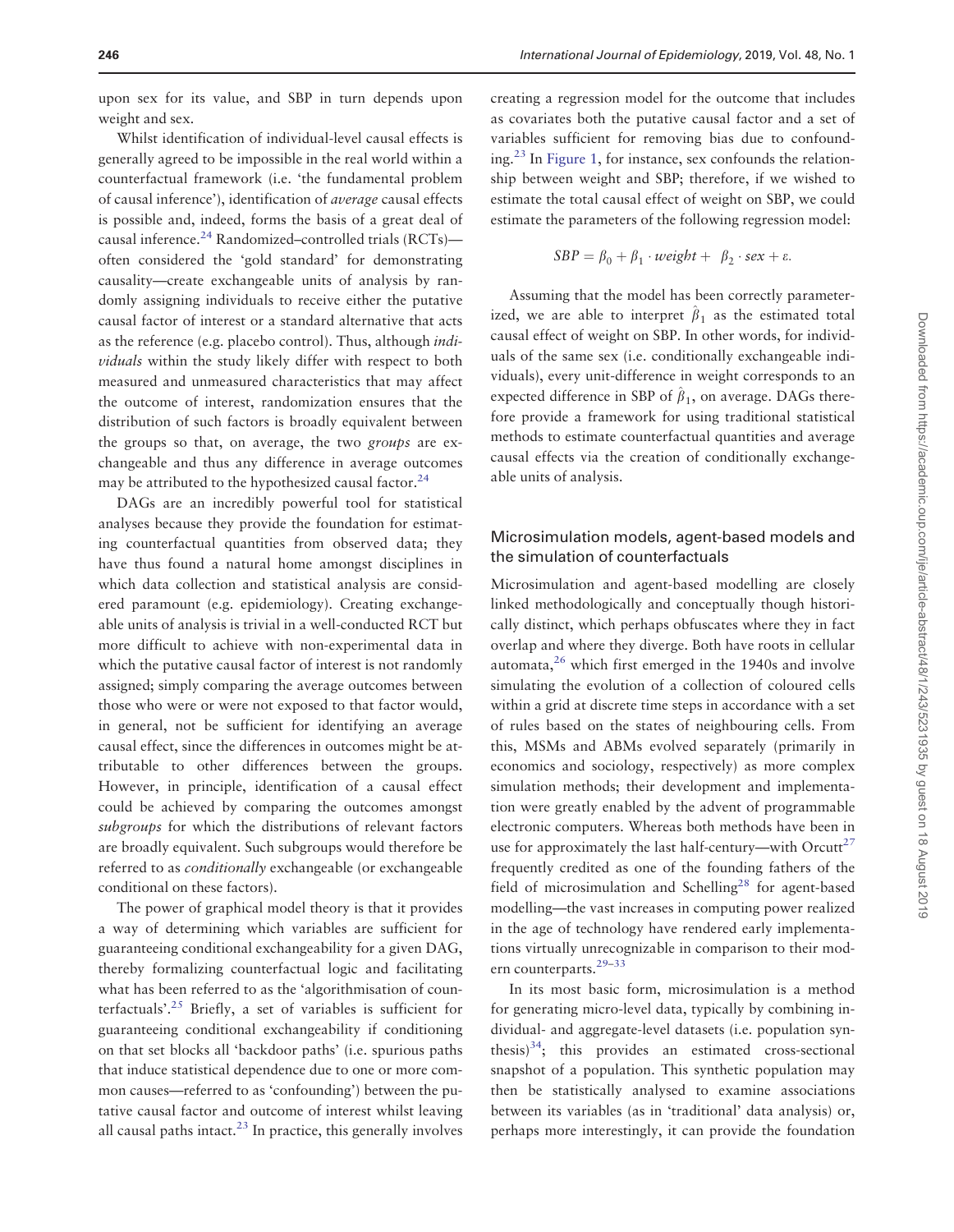upon sex for its value, and SBP in turn depends upon weight and sex.

Whilst identification of individual-level causal effects is generally agreed to be impossible in the real world within a counterfactual framework (i.e. 'the fundamental problem of causal inference'), identification of *average* causal effects is possible and, indeed, forms the basis of a great deal of causal inference.[24] Randomized–controlled trials (RCTs)—often considered the 'gold standard' for demonstrating causality—create exchangeable units of analysis by randomly assigning individuals to receive either the putative causal factor of interest or a standard alternative that acts as the reference (e.g. placebo control). Thus, although *individuals* within the study likely differ with respect to both measured and unmeasured characteristics that may affect the outcome of interest, randomization ensures that the distribution of such factors is broadly equivalent between the groups so that, on average, the two *groups* are exchangeable and thus any difference in average outcomes may be attributed to the hypothesized causal factor.[24]

DAGs are an incredibly powerful tool for statistical analyses because they provide the foundation for estimating counterfactual quantities from observed data; they have thus found a natural home amongst disciplines in which data collection and statistical analysis are considered paramount (e.g. epidemiology). Creating exchangeable units of analysis is trivial in a well-conducted RCT but more difficult to achieve with non-experimental data in which the putative causal factor of interest is not randomly assigned; simply comparing the average outcomes between those who were or were not exposed to that factor would, in general, not be sufficient for identifying an average causal effect, since the differences in outcomes might be attributable to other differences between the groups. However, in principle, identification of a causal effect could be achieved by comparing the outcomes amongst *subgroups* for which the distributions of relevant factors are broadly equivalent. Such subgroups would therefore be referred to as *conditionally* exchangeable (or exchangeable conditional on these factors).

The power of graphical model theory is that it provides a way of determining which variables are sufficient for guaranteeing conditional exchangeability for a given DAG, thereby formalizing counterfactual logic and facilitating what has been referred to as the 'algorithmisation of counterfactuals'.[25] Briefly, a set of variables is sufficient for guaranteeing conditional exchangeability if conditioning on that set blocks all 'backdoor paths' (i.e. spurious paths that induce statistical dependence due to one or more common causes—referred to as 'confounding') between the putative causal factor and outcome of interest whilst leaving all causal paths intact.[23] In practice, this generally involves creating a regression model for the outcome that includes as covariates both the putative causal factor and a set of variables sufficient for removing bias due to confounding.[23] In Figure 1, for instance, sex confounds the relationship between weight and SBP; therefore, if we wished to estimate the total causal effect of weight on SBP, we could estimate the parameters of the following regression model:

$$SBP = \beta_0 + \beta_1 \cdot weight + \beta_2 \cdot sex + \varepsilon.$$

Assuming that the model has been correctly parameterized, we are able to interpret $\hat{\beta}_1$ as the estimated total causal effect of weight on SBP. In other words, for individuals of the same sex (i.e. conditionally exchangeable individuals), every unit-difference in weight corresponds to an expected difference in SBP of $\hat{\beta}_1$, on average. DAGs therefore provide a framework for using traditional statistical methods to estimate counterfactual quantities and average causal effects via the creation of conditionally exchangeable units of analysis.

## Microsimulation models, agent-based models and the simulation of counterfactuals

Microsimulation and agent-based modelling are closely linked methodologically and conceptually though historically distinct, which perhaps obfuscates where they in fact overlap and where they diverge. Both have roots in cellular automata,[26] which first emerged in the 1940s and involve simulating the evolution of a collection of coloured cells within a grid at discrete time steps in accordance with a set of rules based on the states of neighbouring cells. From this, MSMs and ABMs evolved separately (primarily in economics and sociology, respectively) as more complex simulation methods; their development and implementation were greatly enabled by the advent of programmable electronic computers. Whereas both methods have been in use for approximately the last half-century—with Orcutt[27] frequently credited as one of the founding fathers of the field of microsimulation and Schelling[28] for agent-based modelling—the vast increases in computing power realized in the age of technology have rendered early implementations virtually unrecognizable in comparison to their modern counterparts.[29–33]

In its most basic form, microsimulation is a method for generating micro-level data, typically by combining individual- and aggregate-level datasets (i.e. population synthesis)[34]; this provides an estimated cross-sectional snapshot of a population. This synthetic population may then be statistically analysed to examine associations between its variables (as in 'traditional' data analysis) or, perhaps more interestingly, it can provide the foundation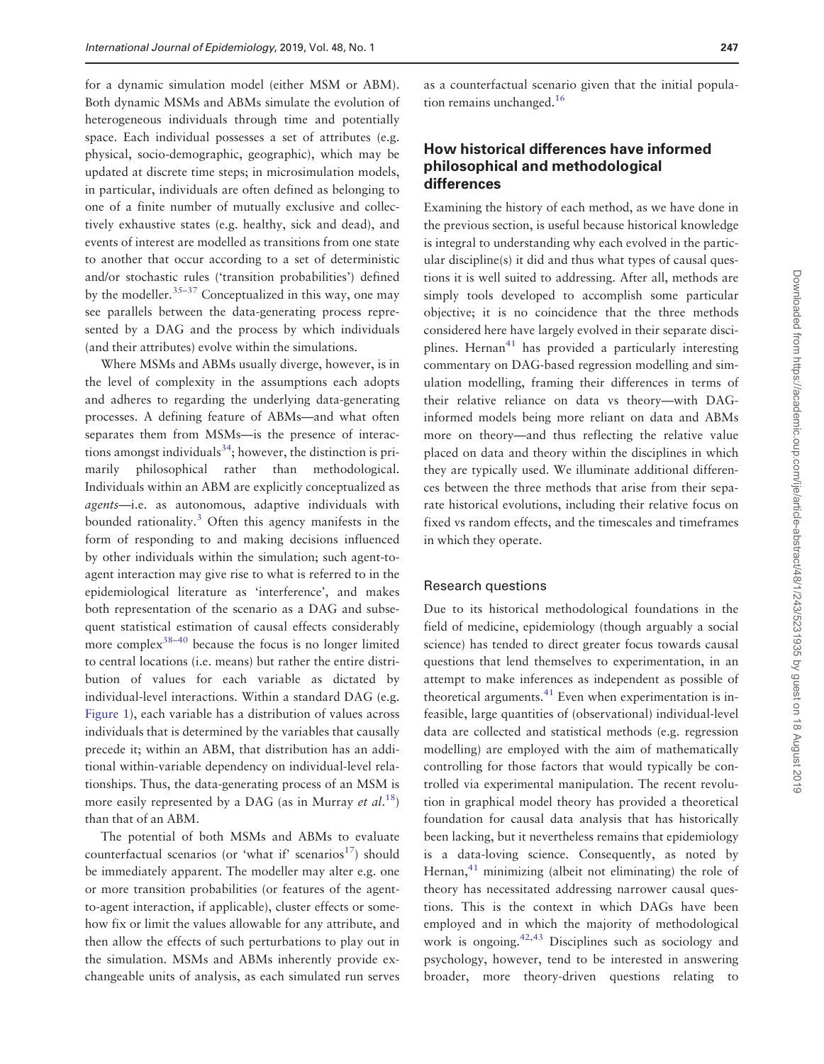for a dynamic simulation model (either MSM or ABM). Both dynamic MSMs and ABMs simulate the evolution of heterogeneous individuals through time and potentially space. Each individual possesses a set of attributes (e.g. physical, socio-demographic, geographic), which may be updated at discrete time steps; in microsimulation models, in particular, individuals are often defined as belonging to one of a finite number of mutually exclusive and collectively exhaustive states (e.g. healthy, sick and dead), and events of interest are modelled as transitions from one state to another that occur according to a set of deterministic and/or stochastic rules ('transition probabilities') defined by the modeller.[35–37] Conceptualized in this way, one may see parallels between the data-generating process represented by a DAG and the process by which individuals (and their attributes) evolve within the simulations.

Where MSMs and ABMs usually diverge, however, is in the level of complexity in the assumptions each adopts and adheres to regarding the underlying data-generating processes. A defining feature of ABMs—and what often separates them from MSMs—is the presence of interactions amongst individuals[34]; however, the distinction is primarily philosophical rather than methodological. Individuals within an ABM are explicitly conceptualized as *agents*—i.e. as autonomous, adaptive individuals with bounded rationality.[3] Often this agency manifests in the form of responding to and making decisions influenced by other individuals within the simulation; such agent-to-agent interaction may give rise to what is referred to in the epidemiological literature as 'interference', and makes both representation of the scenario as a DAG and subsequent statistical estimation of causal effects considerably more complex[38–40] because the focus is no longer limited to central locations (i.e. means) but rather the entire distribution of values for each variable as dictated by individual-level interactions. Within a standard DAG (e.g. Figure 1), each variable has a distribution of values across individuals that is determined by the variables that causally precede it; within an ABM, that distribution has an additional within-variable dependency on individual-level relationships. Thus, the data-generating process of an MSM is more easily represented by a DAG (as in Murray *et al.*[18]) than that of an ABM.

The potential of both MSMs and ABMs to evaluate counterfactual scenarios (or 'what if' scenarios[17]) should be immediately apparent. The modeller may alter e.g. one or more transition probabilities (or features of the agent-to-agent interaction, if applicable), cluster effects or somehow fix or limit the values allowable for any attribute, and then allow the effects of such perturbations to play out in the simulation. MSMs and ABMs inherently provide exchangeable units of analysis, as each simulated run serves as a counterfactual scenario given that the initial population remains unchanged.[16]

## How historical differences have informed philosophical and methodological differences

Examining the history of each method, as we have done in the previous section, is useful because historical knowledge is integral to understanding why each evolved in the particular discipline(s) it did and thus what types of causal questions it is well suited to addressing. After all, methods are simply tools developed to accomplish some particular objective; it is no coincidence that the three methods considered here have largely evolved in their separate disciplines. Hernan[41] has provided a particularly interesting commentary on DAG-based regression modelling and simulation modelling, framing their differences in terms of their relative reliance on data vs theory—with DAG-informed models being more reliant on data and ABMs more on theory—and thus reflecting the relative value placed on data and theory within the disciplines in which they are typically used. We illuminate additional differences between the three methods that arise from their separate historical evolutions, including their relative focus on fixed vs random effects, and the timescales and timeframes in which they operate.

### Research questions

Due to its historical methodological foundations in the field of medicine, epidemiology (though arguably a social science) has tended to direct greater focus towards causal questions that lend themselves to experimentation, in an attempt to make inferences as independent as possible of theoretical arguments.[41] Even when experimentation is infeasible, large quantities of (observational) individual-level data are collected and statistical methods (e.g. regression modelling) are employed with the aim of mathematically controlling for those factors that would typically be controlled via experimental manipulation. The recent revolution in graphical model theory has provided a theoretical foundation for causal data analysis that has historically been lacking, but it nevertheless remains that epidemiology is a data-loving science. Consequently, as noted by Hernan,[41] minimizing (albeit not eliminating) the role of theory has necessitated addressing narrower causal questions. This is the context in which DAGs have been employed and in which the majority of methodological work is ongoing.[42,43] Disciplines such as sociology and psychology, however, tend to be interested in answering broader, more theory-driven questions relating to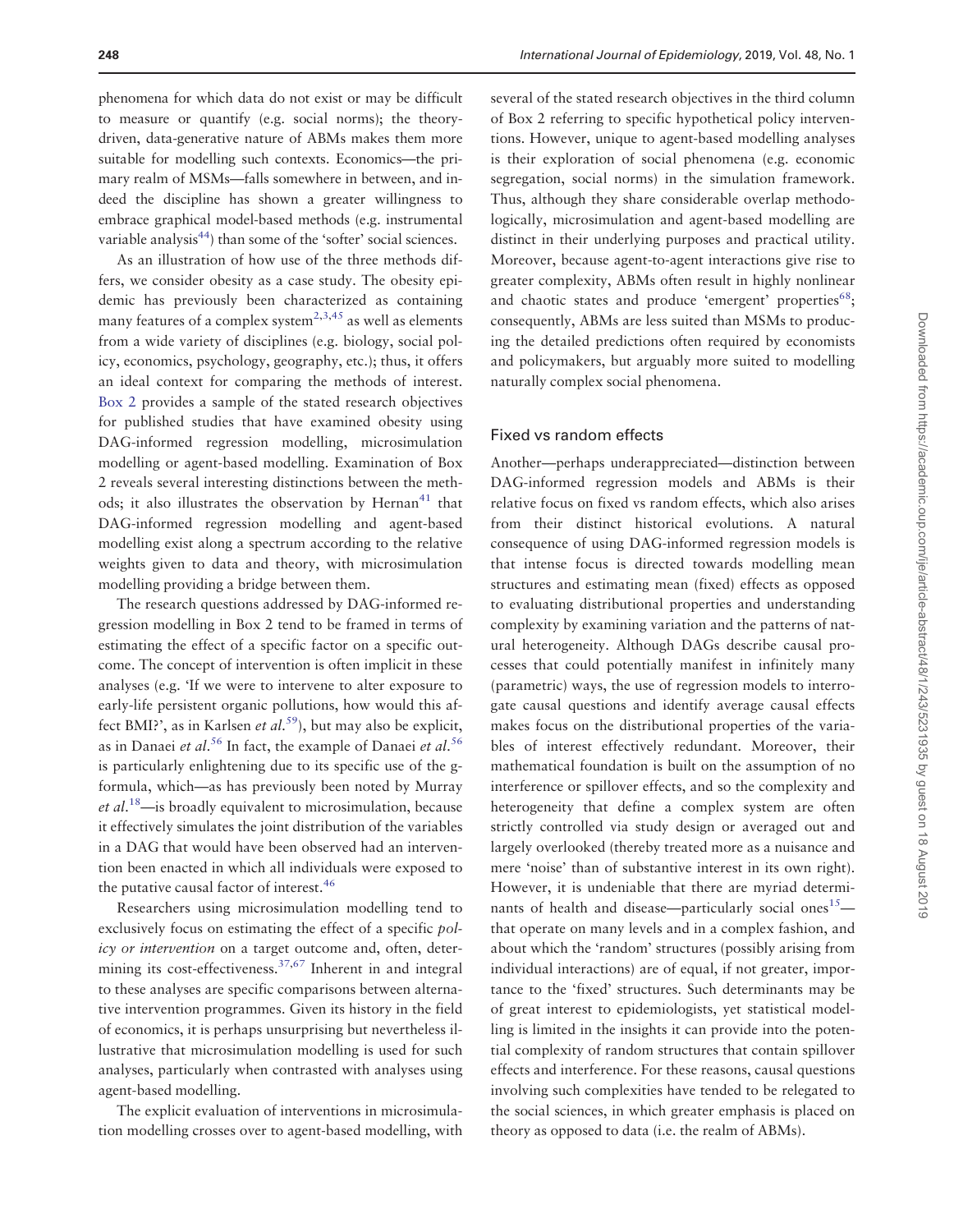phenomena for which data do not exist or may be difficult to measure or quantify (e.g. social norms); the theory-driven, data-generative nature of ABMs makes them more suitable for modelling such contexts. Economics—the primary realm of MSMs—falls somewhere in between, and indeed the discipline has shown a greater willingness to embrace graphical model-based methods (e.g. instrumental variable analysis[44]) than some of the 'softer' social sciences.

As an illustration of how use of the three methods differs, we consider obesity as a case study. The obesity epidemic has previously been characterized as containing many features of a complex system[2,3,45] as well as elements from a wide variety of disciplines (e.g. biology, social policy, economics, psychology, geography, etc.); thus, it offers an ideal context for comparing the methods of interest. Box 2 provides a sample of the stated research objectives for published studies that have examined obesity using DAG-informed regression modelling, microsimulation modelling or agent-based modelling. Examination of Box 2 reveals several interesting distinctions between the methods; it also illustrates the observation by Hernan[41] that DAG-informed regression modelling and agent-based modelling exist along a spectrum according to the relative weights given to data and theory, with microsimulation modelling providing a bridge between them.

The research questions addressed by DAG-informed regression modelling in Box 2 tend to be framed in terms of estimating the effect of a specific factor on a specific outcome. The concept of intervention is often implicit in these analyses (e.g. 'If we were to intervene to alter exposure to early-life persistent organic pollutions, how would this affect BMI?', as in Karlsen *et al.*[59]), but may also be explicit, as in Danaei *et al.*[56] In fact, the example of Danaei *et al.*[56] is particularly enlightening due to its specific use of the g-formula, which—as has previously been noted by Murray *et al.*[18]—is broadly equivalent to microsimulation, because it effectively simulates the joint distribution of the variables in a DAG that would have been observed had an intervention been enacted in which all individuals were exposed to the putative causal factor of interest.[46]

Researchers using microsimulation modelling tend to exclusively focus on estimating the effect of a specific *policy or intervention* on a target outcome and, often, determining its cost-effectiveness.[37,67] Inherent in and integral to these analyses are specific comparisons between alternative intervention programmes. Given its history in the field of economics, it is perhaps unsurprising but nevertheless illustrative that microsimulation modelling is used for such analyses, particularly when contrasted with analyses using agent-based modelling.

The explicit evaluation of interventions in microsimulation modelling crosses over to agent-based modelling, with several of the stated research objectives in the third column of Box 2 referring to specific hypothetical policy interventions. However, unique to agent-based modelling analyses is their exploration of social phenomena (e.g. economic segregation, social norms) in the simulation framework. Thus, although they share considerable overlap methodologically, microsimulation and agent-based modelling are distinct in their underlying purposes and practical utility. Moreover, because agent-to-agent interactions give rise to greater complexity, ABMs often result in highly nonlinear and chaotic states and produce 'emergent' properties[68]; consequently, ABMs are less suited than MSMs to producing the detailed predictions often required by economists and policymakers, but arguably more suited to modelling naturally complex social phenomena.

## Fixed vs random effects

Another—perhaps underappreciated—distinction between DAG-informed regression models and ABMs is their relative focus on fixed vs random effects, which also arises from their distinct historical evolutions. A natural consequence of using DAG-informed regression models is that intense focus is directed towards modelling mean structures and estimating mean (fixed) effects as opposed to evaluating distributional properties and understanding complexity by examining variation and the patterns of natural heterogeneity. Although DAGs describe causal processes that could potentially manifest in infinitely many (parametric) ways, the use of regression models to interrogate causal questions and identify average causal effects makes focus on the distributional properties of the variables of interest effectively redundant. Moreover, their mathematical foundation is built on the assumption of no interference or spillover effects, and so the complexity and heterogeneity that define a complex system are often strictly controlled via study design or averaged out and largely overlooked (thereby treated more as a nuisance and mere 'noise' than of substantive interest in its own right). However, it is undeniable that there are myriad determinants of health and disease—particularly social ones[15]—that operate on many levels and in a complex fashion, and about which the 'random' structures (possibly arising from individual interactions) are of equal, if not greater, importance to the 'fixed' structures. Such determinants may be of great interest to epidemiologists, yet statistical modelling is limited in the insights it can provide into the potential complexity of random structures that contain spillover effects and interference. For these reasons, causal questions involving such complexities have tended to be relegated to the social sciences, in which greater emphasis is placed on theory as opposed to data (i.e. the realm of ABMs).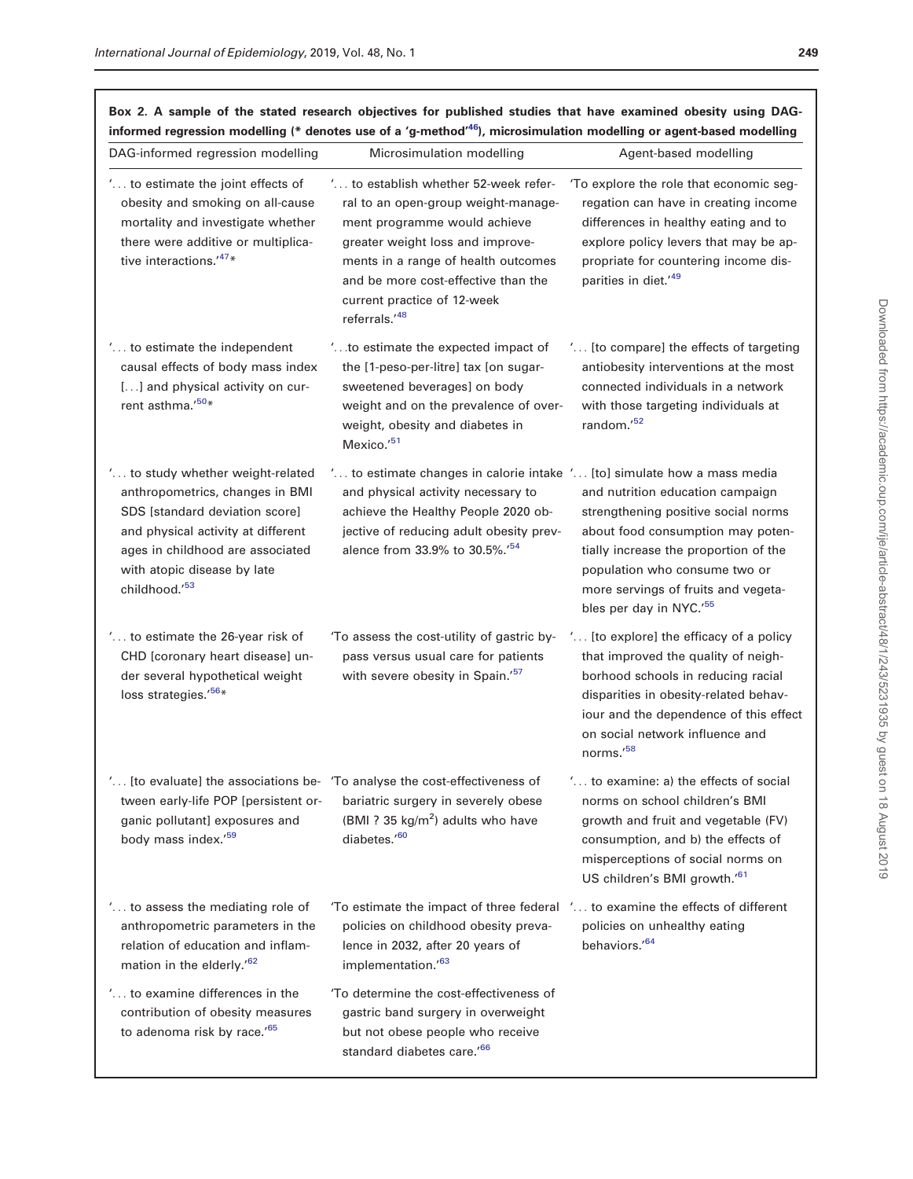**Box 2. A sample of the stated research objectives for published studies that have examined obesity using DAG-informed regression modelling (* denotes use of a 'g-method'[46]), microsimulation modelling or agent-based modelling**

| DAG-informed regression modelling | Microsimulation modelling | Agent-based modelling |
|---|---|---|
| '… to estimate the joint effects of obesity and smoking on all-cause mortality and investigate whether there were additive or multiplicative interactions.'[47]* | '… to establish whether 52-week referral to an open-group weight-management programme would achieve greater weight loss and improvements in a range of health outcomes and be more cost-effective than the current practice of 12-week referrals.'[48] | 'To explore the role that economic segregation can have in creating income differences in healthy eating and to explore policy levers that may be appropriate for countering income disparities in diet.'[49] |
| '… to estimate the independent causal effects of body mass index […] and physical activity on current asthma.'[50]* | '…to estimate the expected impact of the [1-peso-per-litre] tax [on sugar-sweetened beverages] on body weight and on the prevalence of overweight, obesity and diabetes in Mexico.'[51] | '… [to compare] the effects of targeting antiobesity interventions at the most connected individuals in a network with those targeting individuals at random.'[52] |
| '… to study whether weight-related anthropometrics, changes in BMI SDS [standard deviation score] and physical activity at different ages in childhood are associated with atopic disease by late childhood.'[53] | '… to estimate changes in calorie intake and physical activity necessary to achieve the Healthy People 2020 objective of reducing adult obesity prevalence from 33.9% to 30.5%.'[54] | '… [to] simulate how a mass media and nutrition education campaign strengthening positive social norms about food consumption may potentially increase the proportion of the population who consume two or more servings of fruits and vegetables per day in NYC.'[55] |
| '… to estimate the 26-year risk of CHD [coronary heart disease] under several hypothetical weight loss strategies.'[56]* | 'To assess the cost-utility of gastric bypass versus usual care for patients with severe obesity in Spain.'[57] | '… [to explore] the efficacy of a policy that improved the quality of neighborhood schools in reducing racial disparities in obesity-related behaviour and the dependence of this effect on social network influence and norms.'[58] |
| '… [to evaluate] the associations between early-life POP [persistent organic pollutant] exposures and body mass index.'[59] | 'To analyse the cost-effectiveness of bariatric surgery in severely obese (BMI ? 35 kg/m$^2$) adults who have diabetes.'[60] | '… to examine: a) the effects of social norms on school children's BMI growth and fruit and vegetable (FV) consumption, and b) the effects of misperceptions of social norms on US children's BMI growth.'[61] |
| '… to assess the mediating role of anthropometric parameters in the relation of education and inflammation in the elderly.'[62] | 'To estimate the impact of three federal policies on childhood obesity prevalence in 2032, after 20 years of implementation.'[63] | '… to examine the effects of different policies on unhealthy eating behaviors.'[64] |
| '… to examine differences in the contribution of obesity measures to adenoma risk by race.'[65] | 'To determine the cost-effectiveness of gastric band surgery in overweight but not obese people who receive standard diabetes care.'[66] | |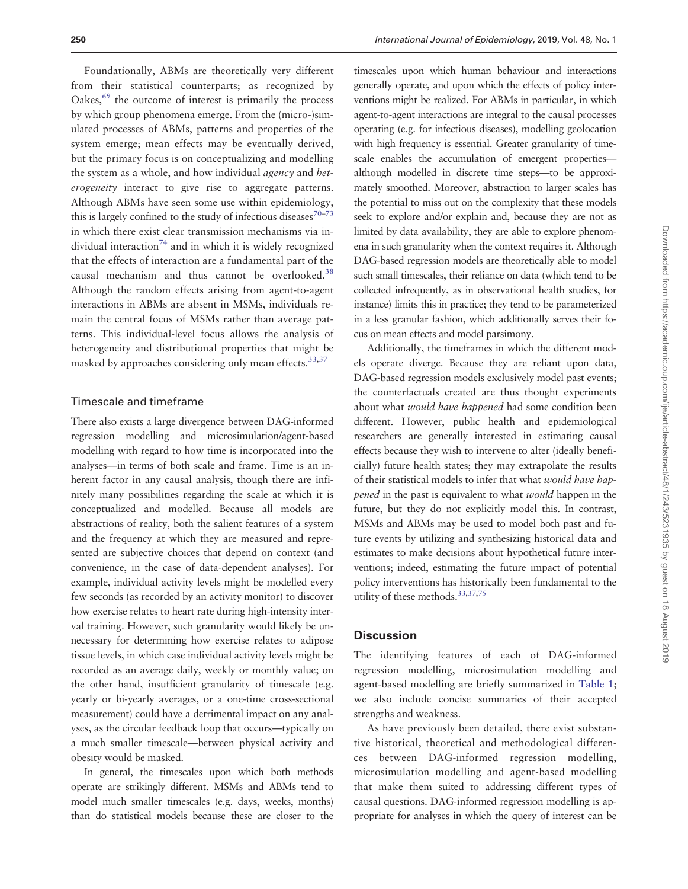Foundationally, ABMs are theoretically very different from their statistical counterparts; as recognized by Oakes,[69] the outcome of interest is primarily the process by which group phenomena emerge. From the (micro-)simulated processes of ABMs, patterns and properties of the system emerge; mean effects may be eventually derived, but the primary focus is on conceptualizing and modelling the system as a whole, and how individual *agency* and *heterogeneity* interact to give rise to aggregate patterns. Although ABMs have seen some use within epidemiology, this is largely confined to the study of infectious diseases[70–73] in which there exist clear transmission mechanisms via individual interaction[74] and in which it is widely recognized that the effects of interaction are a fundamental part of the causal mechanism and thus cannot be overlooked.[38] Although the random effects arising from agent-to-agent interactions in ABMs are absent in MSMs, individuals remain the central focus of MSMs rather than average patterns. This individual-level focus allows the analysis of heterogeneity and distributional properties that might be masked by approaches considering only mean effects.[33,37]

### Timescale and timeframe

There also exists a large divergence between DAG-informed regression modelling and microsimulation/agent-based modelling with regard to how time is incorporated into the analyses—in terms of both scale and frame. Time is an inherent factor in any causal analysis, though there are infinitely many possibilities regarding the scale at which it is conceptualized and modelled. Because all models are abstractions of reality, both the salient features of a system and the frequency at which they are measured and represented are subjective choices that depend on context (and convenience, in the case of data-dependent analyses). For example, individual activity levels might be modelled every few seconds (as recorded by an activity monitor) to discover how exercise relates to heart rate during high-intensity interval training. However, such granularity would likely be unnecessary for determining how exercise relates to adipose tissue levels, in which case individual activity levels might be recorded as an average daily, weekly or monthly value; on the other hand, insufficient granularity of timescale (e.g. yearly or bi-yearly averages, or a one-time cross-sectional measurement) could have a detrimental impact on any analyses, as the circular feedback loop that occurs—typically on a much smaller timescale—between physical activity and obesity would be masked.

In general, the timescales upon which both methods operate are strikingly different. MSMs and ABMs tend to model much smaller timescales (e.g. days, weeks, months) than do statistical models because these are closer to the timescales upon which human behaviour and interactions generally operate, and upon which the effects of policy interventions might be realized. For ABMs in particular, in which agent-to-agent interactions are integral to the causal processes operating (e.g. for infectious diseases), modelling geolocation with high frequency is essential. Greater granularity of timescale enables the accumulation of emergent properties—although modelled in discrete time steps—to be approximately smoothed. Moreover, abstraction to larger scales has the potential to miss out on the complexity that these models seek to explore and/or explain and, because they are not as limited by data availability, they are able to explore phenomena in such granularity when the context requires it. Although DAG-based regression models are theoretically able to model such small timescales, their reliance on data (which tend to be collected infrequently, as in observational health studies, for instance) limits this in practice; they tend to be parameterized in a less granular fashion, which additionally serves their focus on mean effects and model parsimony.

Additionally, the timeframes in which the different models operate diverge. Because they are reliant upon data, DAG-based regression models exclusively model past events; the counterfactuals created are thus thought experiments about what *would have happened* had some condition been different. However, public health and epidemiological researchers are generally interested in estimating causal effects because they wish to intervene to alter (ideally beneficially) future health states; they may extrapolate the results of their statistical models to infer that what *would have happened* in the past is equivalent to what *would* happen in the future, but they do not explicitly model this. In contrast, MSMs and ABMs may be used to model both past and future events by utilizing and synthesizing historical data and estimates to make decisions about hypothetical future interventions; indeed, estimating the future impact of potential policy interventions has historically been fundamental to the utility of these methods.[33,37,75]

## Discussion

The identifying features of each of DAG-informed regression modelling, microsimulation modelling and agent-based modelling are briefly summarized in Table 1; we also include concise summaries of their accepted strengths and weakness.

As have previously been detailed, there exist substantive historical, theoretical and methodological differences between DAG-informed regression modelling, microsimulation modelling and agent-based modelling that make them suited to addressing different types of causal questions. DAG-informed regression modelling is appropriate for analyses in which the query of interest can be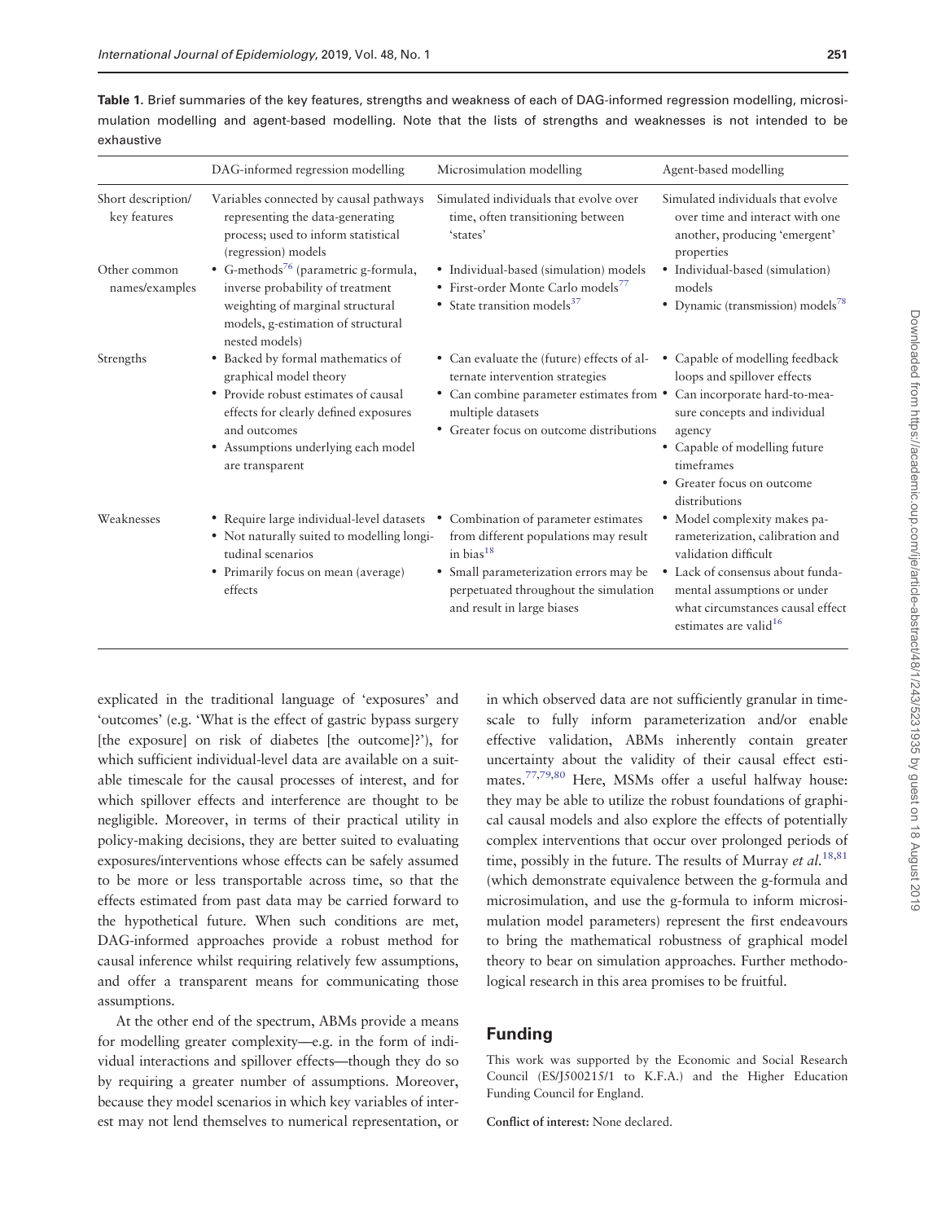**Table 1.** Brief summaries of the key features, strengths and weakness of each of DAG-informed regression modelling, microsimulation modelling and agent-based modelling. Note that the lists of strengths and weaknesses is not intended to be exhaustive

| | DAG-informed regression modelling | Microsimulation modelling | Agent-based modelling |
|---|---|---|---|
| Short description/ key features | Variables connected by causal pathways representing the data-generating process; used to inform statistical (regression) models | Simulated individuals that evolve over time, often transitioning between 'states' | Simulated individuals that evolve over time and interact with one another, producing 'emergent' properties |
| Other common names/examples | • G-methods[76] (parametric g-formula, inverse probability of treatment weighting of marginal structural models, g-estimation of structural nested models) | • Individual-based (simulation) models<br>• First-order Monte Carlo models[77]<br>• State transition models[37] | • Individual-based (simulation) models<br>• Dynamic (transmission) models[78] |
| Strengths | • Backed by formal mathematics of graphical model theory<br>• Provide robust estimates of causal effects for clearly defined exposures and outcomes<br>• Assumptions underlying each model are transparent | • Can evaluate the (future) effects of alternate intervention strategies<br>• Can combine parameter estimates from multiple datasets<br>• Greater focus on outcome distributions | • Capable of modelling feedback loops and spillover effects<br>• Can incorporate hard-to-measure concepts and individual agency<br>• Capable of modelling future timeframes<br>• Greater focus on outcome distributions |
| Weaknesses | • Require large individual-level datasets<br>• Not naturally suited to modelling longitudinal scenarios<br>• Primarily focus on mean (average) effects | • Combination of parameter estimates from different populations may result in bias[18]<br>• Small parameterization errors may be perpetuated throughout the simulation and result in large biases | • Model complexity makes parameterization, calibration and validation difficult<br>• Lack of consensus about fundamental assumptions or under what circumstances causal effect estimates are valid[16] |

explicated in the traditional language of 'exposures' and 'outcomes' (e.g. 'What is the effect of gastric bypass surgery [the exposure] on risk of diabetes [the outcome]?'), for which sufficient individual-level data are available on a suitable timescale for the causal processes of interest, and for which spillover effects and interference are thought to be negligible. Moreover, in terms of their practical utility in policy-making decisions, they are better suited to evaluating exposures/interventions whose effects can be safely assumed to be more or less transportable across time, so that the effects estimated from past data may be carried forward to the hypothetical future. When such conditions are met, DAG-informed approaches provide a robust method for causal inference whilst requiring relatively few assumptions, and offer a transparent means for communicating those assumptions.

At the other end of the spectrum, ABMs provide a means for modelling greater complexity—e.g. in the form of individual interactions and spillover effects—though they do so by requiring a greater number of assumptions. Moreover, because they model scenarios in which key variables of interest may not lend themselves to numerical representation, or in which observed data are not sufficiently granular in timescale to fully inform parameterization and/or enable effective validation, ABMs inherently contain greater uncertainty about the validity of their causal effect estimates.[77,79,80] Here, MSMs offer a useful halfway house: they may be able to utilize the robust foundations of graphical causal models and also explore the effects of potentially complex interventions that occur over prolonged periods of time, possibly in the future. The results of Murray *et al.*[18,81] (which demonstrate equivalence between the g-formula and microsimulation, and use the g-formula to inform microsimulation model parameters) represent the first endeavours to bring the mathematical robustness of graphical model theory to bear on simulation approaches. Further methodological research in this area promises to be fruitful.

## Funding

This work was supported by the Economic and Social Research Council (ES/J500215/1 to K.F.A.) and the Higher Education Funding Council for England.

**Conflict of interest:** None declared.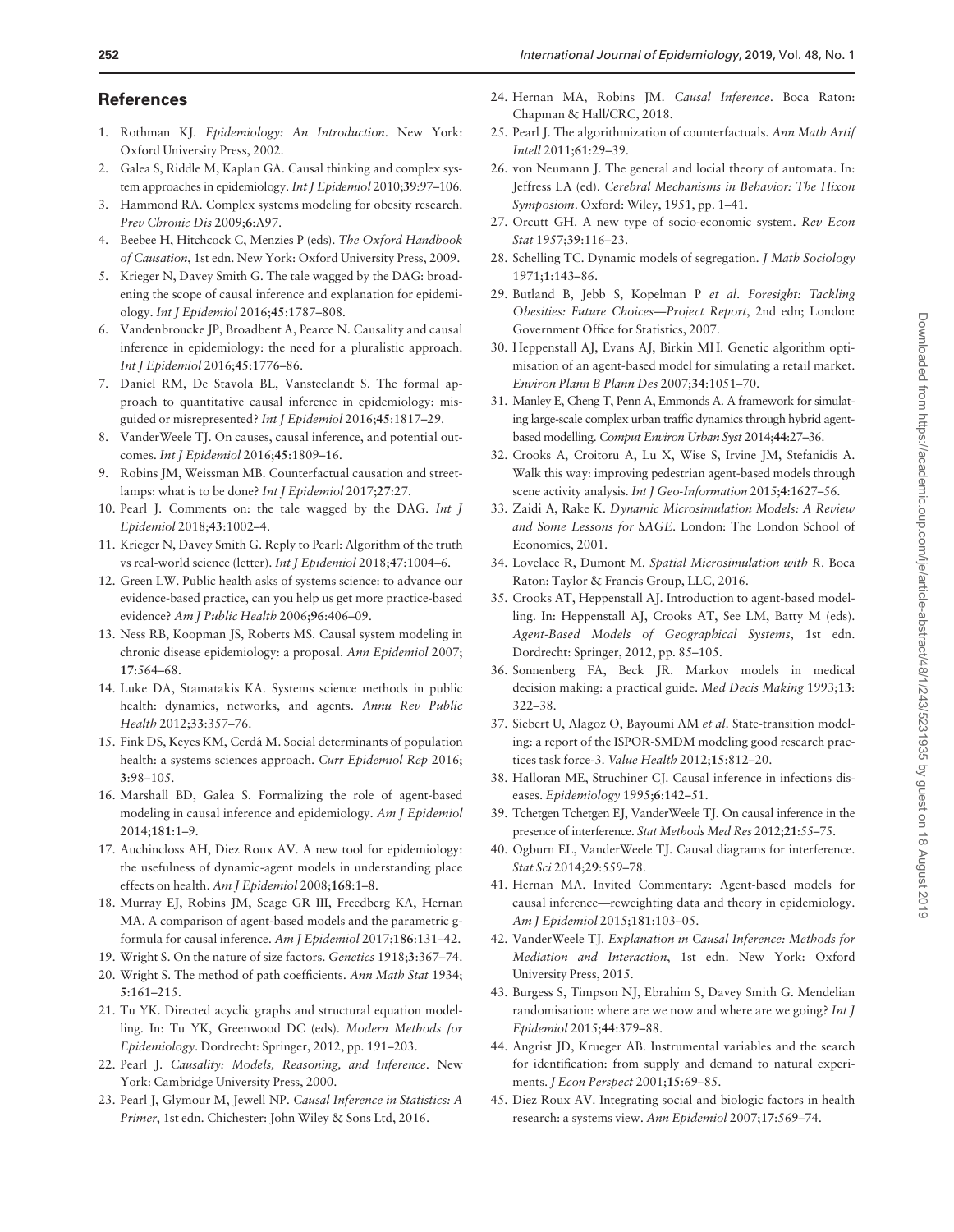## References

1. Rothman KJ. *Epidemiology: An Introduction*. New York: Oxford University Press, 2002.
2. Galea S, Riddle M, Kaplan GA. Causal thinking and complex system approaches in epidemiology. *Int J Epidemiol* 2010;**39**:97–106.
3. Hammond RA. Complex systems modeling for obesity research. *Prev Chronic Dis* 2009;**6**:A97.
4. Beebee H, Hitchcock C, Menzies P (eds). *The Oxford Handbook of Causation*, 1st edn. New York: Oxford University Press, 2009.
5. Krieger N, Davey Smith G. The tale wagged by the DAG: broadening the scope of causal inference and explanation for epidemiology. *Int J Epidemiol* 2016;**45**:1787–808.
6. Vandenbroucke JP, Broadbent A, Pearce N. Causality and causal inference in epidemiology: the need for a pluralistic approach. *Int J Epidemiol* 2016;**45**:1776–86.
7. Daniel RM, De Stavola BL, Vansteelandt S. The formal approach to quantitative causal inference in epidemiology: misguided or misrepresented? *Int J Epidemiol* 2016;**45**:1817–29.
8. VanderWeele TJ. On causes, causal inference, and potential outcomes. *Int J Epidemiol* 2016;**45**:1809–16.
9. Robins JM, Weissman MB. Counterfactual causation and streetlamps: what is to be done? *Int J Epidemiol* 2017;**27**:27.
10. Pearl J. Comments on: the tale wagged by the DAG. *Int J Epidemiol* 2018;**43**:1002–4.
11. Krieger N, Davey Smith G. Reply to Pearl: Algorithm of the truth vs real-world science (letter). *Int J Epidemiol* 2018;**47**:1004–6.
12. Green LW. Public health asks of systems science: to advance our evidence-based practice, can you help us get more practice-based evidence? *Am J Public Health* 2006;**96**:406–09.
13. Ness RB, Koopman JS, Roberts MS. Causal system modeling in chronic disease epidemiology: a proposal. *Ann Epidemiol* 2007;**17**:564–68.
14. Luke DA, Stamatakis KA. Systems science methods in public health: dynamics, networks, and agents. *Annu Rev Public Health* 2012;**33**:357–76.
15. Fink DS, Keyes KM, Cerdá M. Social determinants of population health: a systems sciences approach. *Curr Epidemiol Rep* 2016;**3**:98–105.
16. Marshall BD, Galea S. Formalizing the role of agent-based modeling in causal inference and epidemiology. *Am J Epidemiol* 2014;**181**:1–9.
17. Auchincloss AH, Diez Roux AV. A new tool for epidemiology: the usefulness of dynamic-agent models in understanding place effects on health. *Am J Epidemiol* 2008;**168**:1–8.
18. Murray EJ, Robins JM, Seage GR III, Freedberg KA, Hernan MA. A comparison of agent-based models and the parametric g-formula for causal inference. *Am J Epidemiol* 2017;**186**:131–42.
19. Wright S. On the nature of size factors. *Genetics* 1918;**3**:367–74.
20. Wright S. The method of path coefficients. *Ann Math Stat* 1934;**5**:161–215.
21. Tu YK. Directed acyclic graphs and structural equation modelling. In: Tu YK, Greenwood DC (eds). *Modern Methods for Epidemiology*. Dordrecht: Springer, 2012, pp. 191–203.
22. Pearl J. *Causality: Models, Reasoning, and Inference*. New York: Cambridge University Press, 2000.
23. Pearl J, Glymour M, Jewell NP. *Causal Inference in Statistics: A Primer*, 1st edn. Chichester: John Wiley & Sons Ltd, 2016.
24. Hernan MA, Robins JM. *Causal Inference*. Boca Raton: Chapman & Hall/CRC, 2018.
25. Pearl J. The algorithmization of counterfactuals. *Ann Math Artif Intell* 2011;**61**:29–39.
26. von Neumann J. The general and locial theory of automata. In: Jeffress LA (ed). *Cerebral Mechanisms in Behavior: The Hixon Symposiom*. Oxford: Wiley, 1951, pp. 1–41.
27. Orcutt GH. A new type of socio-economic system. *Rev Econ Stat* 1957;**39**:116–23.
28. Schelling TC. Dynamic models of segregation. *J Math Sociology* 1971;**1**:143–86.
29. Butland B, Jebb S, Kopelman P *et al*. *Foresight: Tackling Obesities: Future Choices—Project Report*, 2nd edn; London: Government Office for Statistics, 2007.
30. Heppenstall AJ, Evans AJ, Birkin MH. Genetic algorithm optimisation of an agent-based model for simulating a retail market. *Environ Plann B Plann Des* 2007;**34**:1051–70.
31. Manley E, Cheng T, Penn A, Emmonds A. A framework for simulating large-scale complex urban traffic dynamics through hybrid agent-based modelling. *Comput Environ Urban Syst* 2014;**44**:27–36.
32. Crooks A, Croitoru A, Lu X, Wise S, Irvine JM, Stefanidis A. Walk this way: improving pedestrian agent-based models through scene activity analysis. *Int J Geo-Information* 2015;**4**:1627–56.
33. Zaidi A, Rake K. *Dynamic Microsimulation Models: A Review and Some Lessons for SAGE*. London: The London School of Economics, 2001.
34. Lovelace R, Dumont M. *Spatial Microsimulation with R*. Boca Raton: Taylor & Francis Group, LLC, 2016.
35. Crooks AT, Heppenstall AJ. Introduction to agent-based modelling. In: Heppenstall AJ, Crooks AT, See LM, Batty M (eds). *Agent-Based Models of Geographical Systems*, 1st edn. Dordrecht: Springer, 2012, pp. 85–105.
36. Sonnenberg FA, Beck JR. Markov models in medical decision making: a practical guide. *Med Decis Making* 1993;**13**:322–38.
37. Siebert U, Alagoz O, Bayoumi AM *et al*. State-transition modeling: a report of the ISPOR-SMDM modeling good research practices task force-3. *Value Health* 2012;**15**:812–20.
38. Halloran ME, Struchiner CJ. Causal inference in infections diseases. *Epidemiology* 1995;**6**:142–51.
39. Tchetgen Tchetgen EJ, VanderWeele TJ. On causal inference in the presence of interference. *Stat Methods Med Res* 2012;**21**:55–75.
40. Ogburn EL, VanderWeele TJ. Causal diagrams for interference. *Stat Sci* 2014;**29**:559–78.
41. Hernan MA. Invited Commentary: Agent-based models for causal inference—reweighting data and theory in epidemiology. *Am J Epidemiol* 2015;**181**:103–05.
42. VanderWeele TJ. *Explanation in Causal Inference: Methods for Mediation and Interaction*, 1st edn. New York: Oxford University Press, 2015.
43. Burgess S, Timpson NJ, Ebrahim S, Davey Smith G. Mendelian randomisation: where are we now and where are we going? *Int J Epidemiol* 2015;**44**:379–88.
44. Angrist JD, Krueger AB. Instrumental variables and the search for identification: from supply and demand to natural experiments. *J Econ Perspect* 2001;**15**:69–85.
45. Diez Roux AV. Integrating social and biologic factors in health research: a systems view. *Ann Epidemiol* 2007;**17**:569–74.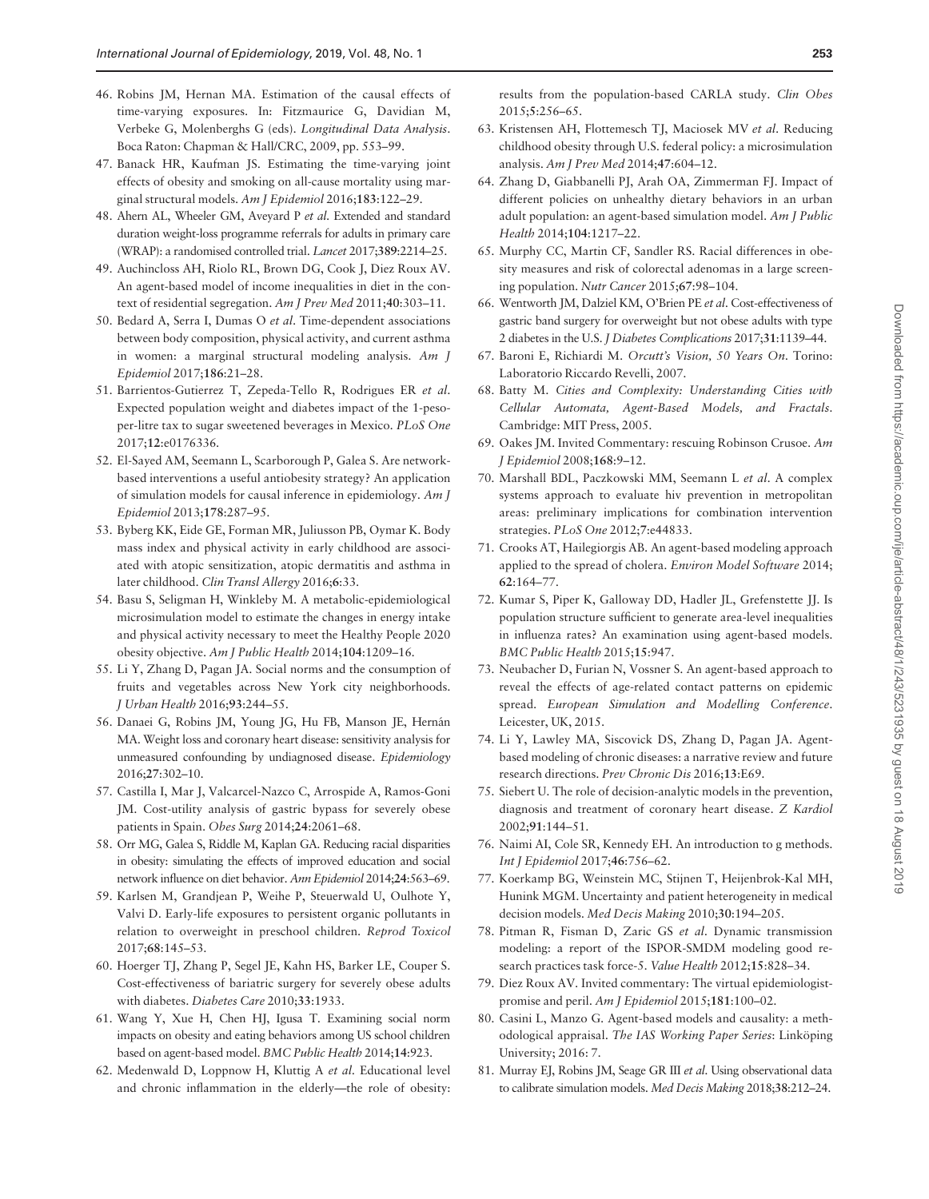46. Robins JM, Hernan MA. Estimation of the causal effects of time-varying exposures. In: Fitzmaurice G, Davidian M, Verbeke G, Molenberghs G (eds). *Longitudinal Data Analysis*. Boca Raton: Chapman & Hall/CRC, 2009, pp. 553–99.
47. Banack HR, Kaufman JS. Estimating the time-varying joint effects of obesity and smoking on all-cause mortality using marginal structural models. *Am J Epidemiol* 2016;**183**:122–29.
48. Ahern AL, Wheeler GM, Aveyard P *et al.* Extended and standard duration weight-loss programme referrals for adults in primary care (WRAP): a randomised controlled trial. *Lancet* 2017;**389**:2214–25.
49. Auchincloss AH, Riolo RL, Brown DG, Cook J, Diez Roux AV. An agent-based model of income inequalities in diet in the context of residential segregation. *Am J Prev Med* 2011;**40**:303–11.
50. Bedard A, Serra I, Dumas O *et al*. Time-dependent associations between body composition, physical activity, and current asthma in women: a marginal structural modeling analysis. *Am J Epidemiol* 2017;**186**:21–28.
51. Barrientos-Gutierrez T, Zepeda-Tello R, Rodrigues ER *et al*. Expected population weight and diabetes impact of the 1-peso-per-litre tax to sugar sweetened beverages in Mexico. *PLoS One* 2017;**12**:e0176336.
52. El-Sayed AM, Seemann L, Scarborough P, Galea S. Are network-based interventions a useful antiobesity strategy? An application of simulation models for causal inference in epidemiology. *Am J Epidemiol* 2013;**178**:287–95.
53. Byberg KK, Eide GE, Forman MR, Juliusson PB, Oymar K. Body mass index and physical activity in early childhood are associated with atopic sensitization, atopic dermatitis and asthma in later childhood. *Clin Transl Allergy* 2016;**6**:33.
54. Basu S, Seligman H, Winkleby M. A metabolic-epidemiological microsimulation model to estimate the changes in energy intake and physical activity necessary to meet the Healthy People 2020 obesity objective. *Am J Public Health* 2014;**104**:1209–16.
55. Li Y, Zhang D, Pagan JA. Social norms and the consumption of fruits and vegetables across New York city neighborhoods. *J Urban Health* 2016;**93**:244–55.
56. Danaei G, Robins JM, Young JG, Hu FB, Manson JE, Hernán MA. Weight loss and coronary heart disease: sensitivity analysis for unmeasured confounding by undiagnosed disease. *Epidemiology* 2016;**27**:302–10.
57. Castilla I, Mar J, Valcarcel-Nazco C, Arrospide A, Ramos-Goni JM. Cost-utility analysis of gastric bypass for severely obese patients in Spain. *Obes Surg* 2014;**24**:2061–68.
58. Orr MG, Galea S, Riddle M, Kaplan GA. Reducing racial disparities in obesity: simulating the effects of improved education and social network influence on diet behavior. *Ann Epidemiol* 2014;**24**:563–69.
59. Karlsen M, Grandjean P, Weihe P, Steuerwald U, Oulhote Y, Valvi D. Early-life exposures to persistent organic pollutants in relation to overweight in preschool children. *Reprod Toxicol* 2017;**68**:145–53.
60. Hoerger TJ, Zhang P, Segel JE, Kahn HS, Barker LE, Couper S. Cost-effectiveness of bariatric surgery for severely obese adults with diabetes. *Diabetes Care* 2010;**33**:1933.
61. Wang Y, Xue H, Chen HJ, Igusa T. Examining social norm impacts on obesity and eating behaviors among US school children based on agent-based model. *BMC Public Health* 2014;**14**:923.
62. Medenwald D, Loppnow H, Kluttig A *et al*. Educational level and chronic inflammation in the elderly—the role of obesity: results from the population-based CARLA study. *Clin Obes* 2015;**5**:256–65.
63. Kristensen AH, Flottemesch TJ, Maciosek MV *et al*. Reducing childhood obesity through U.S. federal policy: a microsimulation analysis. *Am J Prev Med* 2014;**47**:604–12.
64. Zhang D, Giabbanelli PJ, Arah OA, Zimmerman FJ. Impact of different policies on unhealthy dietary behaviors in an urban adult population: an agent-based simulation model. *Am J Public Health* 2014;**104**:1217–22.
65. Murphy CC, Martin CF, Sandler RS. Racial differences in obesity measures and risk of colorectal adenomas in a large screening population. *Nutr Cancer* 2015;**67**:98–104.
66. Wentworth JM, Dalziel KM, O'Brien PE *et al*. Cost-effectiveness of gastric band surgery for overweight but not obese adults with type 2 diabetes in the U.S. *J Diabetes Complications* 2017;**31**:1139–44.
67. Baroni E, Richiardi M. *Orcutt's Vision, 50 Years On*. Torino: Laboratorio Riccardo Revelli, 2007.
68. Batty M. *Cities and Complexity: Understanding Cities with Cellular Automata, Agent-Based Models, and Fractals*. Cambridge: MIT Press, 2005.
69. Oakes JM. Invited Commentary: rescuing Robinson Crusoe. *Am J Epidemiol* 2008;**168**:9–12.
70. Marshall BDL, Paczkowski MM, Seemann L *et al*. A complex systems approach to evaluate hiv prevention in metropolitan areas: preliminary implications for combination intervention strategies. *PLoS One* 2012;**7**:e44833.
71. Crooks AT, Hailegiorgis AB. An agent-based modeling approach applied to the spread of cholera. *Environ Model Software* 2014; **62**:164–77.
72. Kumar S, Piper K, Galloway DD, Hadler JL, Grefenstette JJ. Is population structure sufficient to generate area-level inequalities in influenza rates? An examination using agent-based models. *BMC Public Health* 2015;**15**:947.
73. Neubacher D, Furian N, Vossner S. An agent-based approach to reveal the effects of age-related contact patterns on epidemic spread. *European Simulation and Modelling Conference*. Leicester, UK, 2015.
74. Li Y, Lawley MA, Siscovick DS, Zhang D, Pagan JA. Agent-based modeling of chronic diseases: a narrative review and future research directions. *Prev Chronic Dis* 2016;**13**:E69.
75. Siebert U. The role of decision-analytic models in the prevention, diagnosis and treatment of coronary heart disease. *Z Kardiol* 2002;**91**:144–51.
76. Naimi AI, Cole SR, Kennedy EH. An introduction to g methods. *Int J Epidemiol* 2017;**46**:756–62.
77. Koerkamp BG, Weinstein MC, Stijnen T, Heijenbrok-Kal MH, Hunink MGM. Uncertainty and patient heterogeneity in medical decision models. *Med Decis Making* 2010;**30**:194–205.
78. Pitman R, Fisman D, Zaric GS *et al*. Dynamic transmission modeling: a report of the ISPOR-SMDM modeling good research practices task force-5. *Value Health* 2012;**15**:828–34.
79. Diez Roux AV. Invited commentary: The virtual epidemiologist-promise and peril. *Am J Epidemiol* 2015;**181**:100–02.
80. Casini L, Manzo G. Agent-based models and causality: a methodological appraisal. *The IAS Working Paper Series*: Linköping University; 2016: 7.
81. Murray EJ, Robins JM, Seage GR III *et al*. Using observational data to calibrate simulation models. *Med Decis Making* 2018;**38**:212–24.